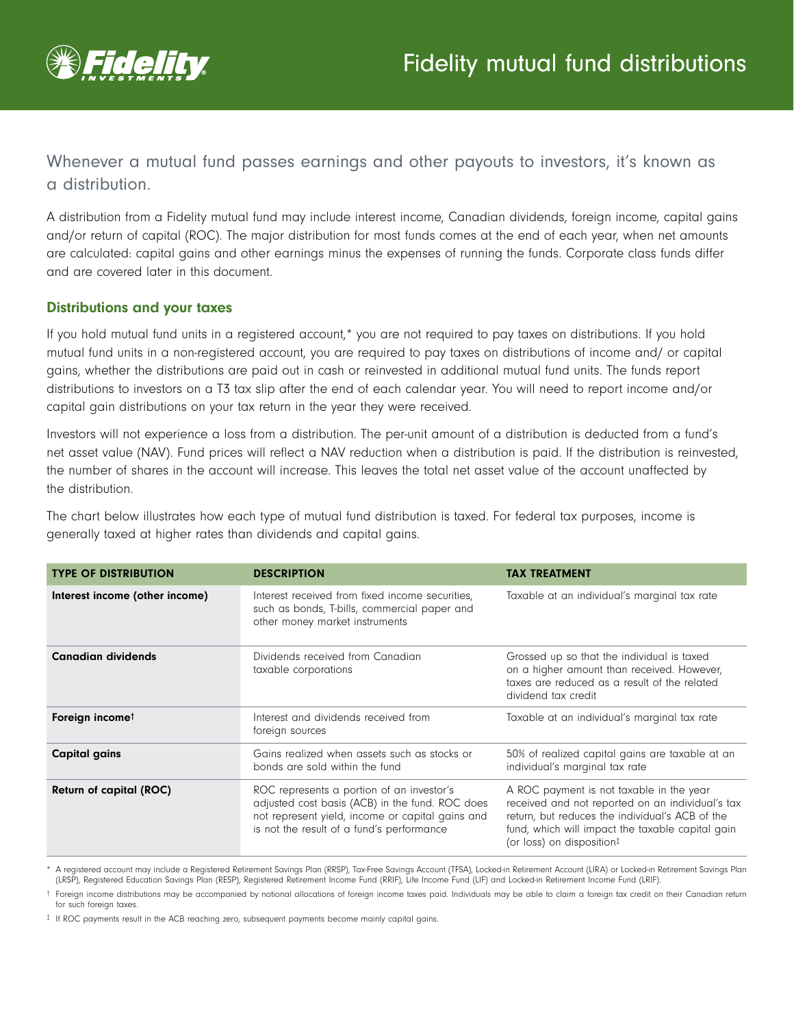# Fidelity mutual fund distributions

Whenever a mutual fund passes earnings and other payouts to investors, it's known as a distribution.

A distribution from a Fidelity mutual fund may include interest income, Canadian dividends, foreign income, capital gains and/or return of capital (ROC). The major distribution for most funds comes at the end of each year, when net amounts are calculated: capital gains and other earnings minus the expenses of running the funds. Corporate class funds differ and are covered later in this document.

## Distributions and your taxes

If you hold mutual fund units in a registered account,* you are not required to pay taxes on distributions. If you hold mutual fund units in a non-registered account, you are required to pay taxes on distributions of income and/ or capital gains, whether the distributions are paid out in cash or reinvested in additional mutual fund units. The funds report distributions to investors on a T3 tax slip after the end of each calendar year. You will need to report income and/or capital gain distributions on your tax return in the year they were received.

Investors will not experience a loss from a distribution. The per-unit amount of a distribution is deducted from a fund's net asset value (NAV). Fund prices will reflect a NAV reduction when a distribution is paid. If the distribution is reinvested, the number of shares in the account will increase. This leaves the total net asset value of the account unaffected by the distribution.

The chart below illustrates how each type of mutual fund distribution is taxed. For federal tax purposes, income is generally taxed at higher rates than dividends and capital gains.

| TYPE OF DISTRIBUTION | DESCRIPTION | TAX TREATMENT |
|---|---|---|
| **Interest income (other income)** | Interest received from fixed income securities, such as bonds, T-bills, commercial paper and other money market instruments | Taxable at an individual's marginal tax rate |
| **Canadian dividends** | Dividends received from Canadian taxable corporations | Grossed up so that the individual is taxed on a higher amount than received. However, taxes are reduced as a result of the related dividend tax credit |
| **Foreign income**† | Interest and dividends received from foreign sources | Taxable at an individual's marginal tax rate |
| **Capital gains** | Gains realized when assets such as stocks or bonds are sold within the fund | 50% of realized capital gains are taxable at an individual's marginal tax rate |
| **Return of capital (ROC)** | ROC represents a portion of an investor's adjusted cost basis (ACB) in the fund. ROC does not represent yield, income or capital gains and is not the result of a fund's performance | A ROC payment is not taxable in the year received and not reported on an individual's tax return, but reduces the individual's ACB of the fund, which will impact the taxable capital gain (or loss) on disposition‡ |

* A registered account may include a Registered Retirement Savings Plan (RRSP), Tax-Free Savings Account (TFSA), Locked-in Retirement Account (LIRA) or Locked-in Retirement Savings Plan (LRSP), Registered Education Savings Plan (RESP), Registered Retirement Income Fund (RRIF), Life Income Fund (LIF) and Locked-in Retirement Income Fund (LRIF).

† Foreign income distributions may be accompanied by notional allocations of foreign income taxes paid. Individuals may be able to claim a foreign tax credit on their Canadian return for such foreign taxes.

‡ If ROC payments result in the ACB reaching zero, subsequent payments become mainly capital gains.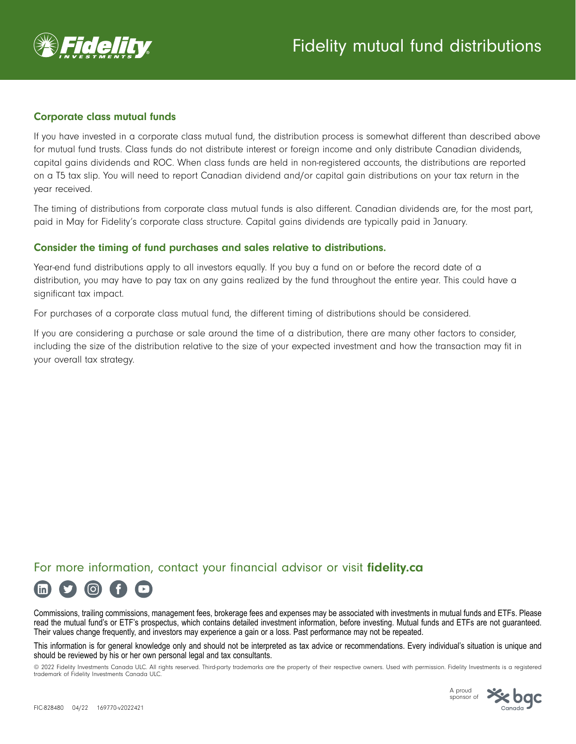## Corporate class mutual funds

If you have invested in a corporate class mutual fund, the distribution process is somewhat different than described above for mutual fund trusts. Class funds do not distribute interest or foreign income and only distribute Canadian dividends, capital gains dividends and ROC. When class funds are held in non-registered accounts, the distributions are reported on a T5 tax slip. You will need to report Canadian dividend and/or capital gain distributions on your tax return in the year received.

The timing of distributions from corporate class mutual funds is also different. Canadian dividends are, for the most part, paid in May for Fidelity's corporate class structure. Capital gains dividends are typically paid in January.

## Consider the timing of fund purchases and sales relative to distributions.

Year-end fund distributions apply to all investors equally. If you buy a fund on or before the record date of a distribution, you may have to pay tax on any gains realized by the fund throughout the entire year. This could have a significant tax impact.

For purchases of a corporate class mutual fund, the different timing of distributions should be considered.

If you are considering a purchase or sale around the time of a distribution, there are many other factors to consider, including the size of the distribution relative to the size of your expected investment and how the transaction may fit in your overall tax strategy.

For more information, contact your financial advisor or visit **fidelity.ca**

Commissions, trailing commissions, management fees, brokerage fees and expenses may be associated with investments in mutual funds and ETFs. Please read the mutual fund's or ETF's prospectus, which contains detailed investment information, before investing. Mutual funds and ETFs are not guaranteed. Their values change frequently, and investors may experience a gain or a loss. Past performance may not be repeated.

This information is for general knowledge only and should not be interpreted as tax advice or recommendations. Every individual's situation is unique and should be reviewed by his or her own personal legal and tax consultants.

© 2022 Fidelity Investments Canada ULC. All rights reserved. Third-party trademarks are the property of their respective owners. Used with permission. Fidelity Investments is a registered trademark of Fidelity Investments Canada ULC.

A proud sponsor of bgc Canada

FIC-828480 04/22 169770-v2022421